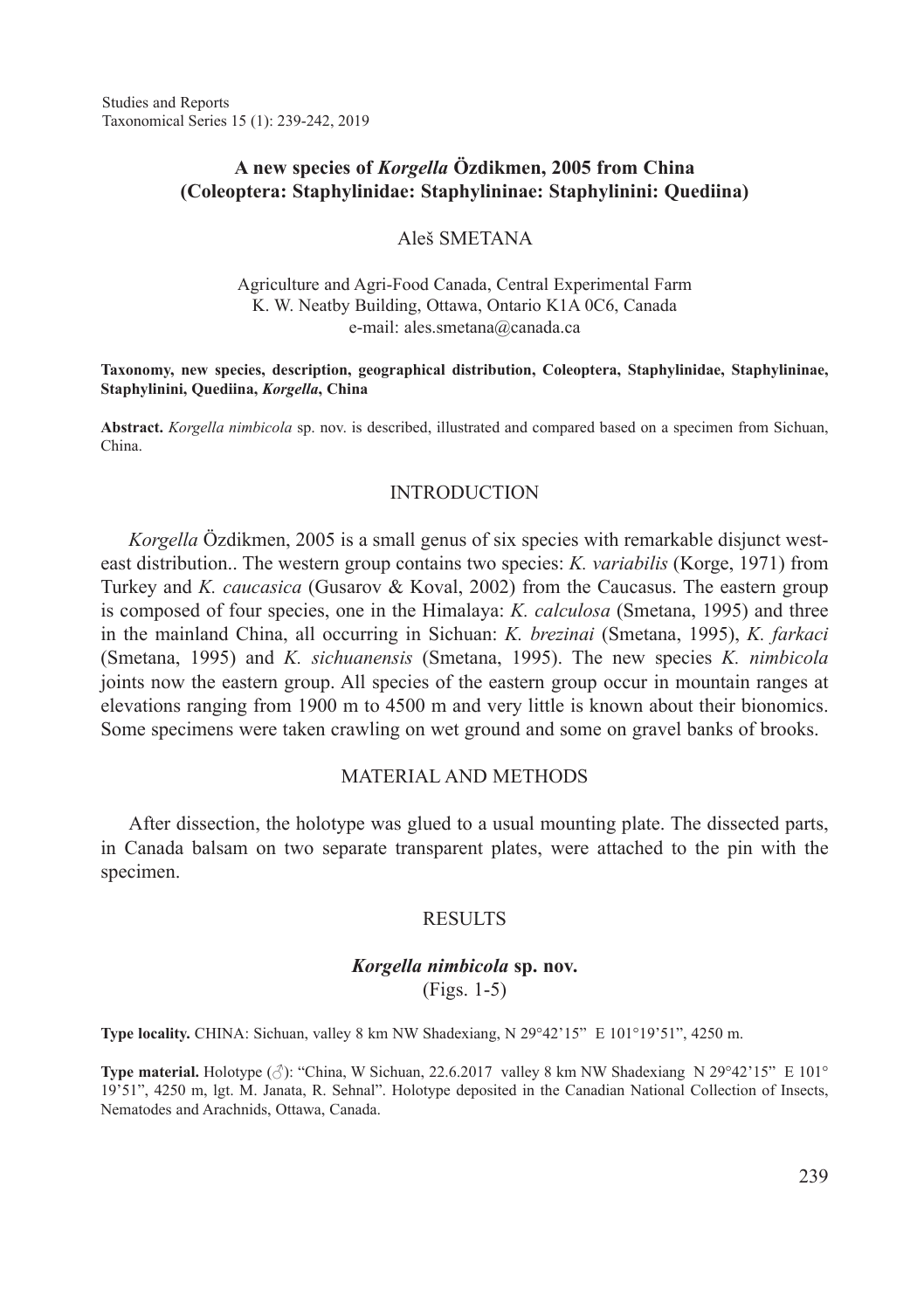# A new species of *Korgella* Özdikmen, 2005 from China (Coleoptera: Staphylinidae: Staphylininae: Staphylinini: Quediina)

Aleš SMETANA

Agriculture and Agri-Food Canada, Central Experimental Farm
K. W. Neatby Building, Ottawa, Ontario K1A 0C6, Canada
e-mail: ales.smetana@canada.ca

**Taxonomy, new species, description, geographical distribution, Coleoptera, Staphylinidae, Staphylininae, Staphylinini, Quediina, *Korgella*, China**

**Abstract.** *Korgella nimbicola* sp. nov. is described, illustrated and compared based on a specimen from Sichuan, China.

## INTRODUCTION

*Korgella* Özdikmen, 2005 is a small genus of six species with remarkable disjunct west-east distribution.. The western group contains two species: *K. variabilis* (Korge, 1971) from Turkey and *K. caucasica* (Gusarov & Koval, 2002) from the Caucasus. The eastern group is composed of four species, one in the Himalaya: *K. calculosa* (Smetana, 1995) and three in the mainland China, all occurring in Sichuan: *K. brezinai* (Smetana, 1995), *K. farkaci* (Smetana, 1995) and *K. sichuanensis* (Smetana, 1995). The new species *K. nimbicola* joints now the eastern group. All species of the eastern group occur in mountain ranges at elevations ranging from 1900 m to 4500 m and very little is known about their bionomics. Some specimens were taken crawling on wet ground and some on gravel banks of brooks.

## MATERIAL AND METHODS

After dissection, the holotype was glued to a usual mounting plate. The dissected parts, in Canada balsam on two separate transparent plates, were attached to the pin with the specimen.

## RESULTS

### *Korgella nimbicola* sp. nov.

(Figs. 1-5)

**Type locality.** CHINA: Sichuan, valley 8 km NW Shadexiang, N 29°42'15" E 101°19'51", 4250 m.

**Type material.** Holotype (♂): "China, W Sichuan, 22.6.2017 valley 8 km NW Shadexiang N 29°42'15" E 101° 19'51", 4250 m, lgt. M. Janata, R. Sehnal". Holotype deposited in the Canadian National Collection of Insects, Nematodes and Arachnids, Ottawa, Canada.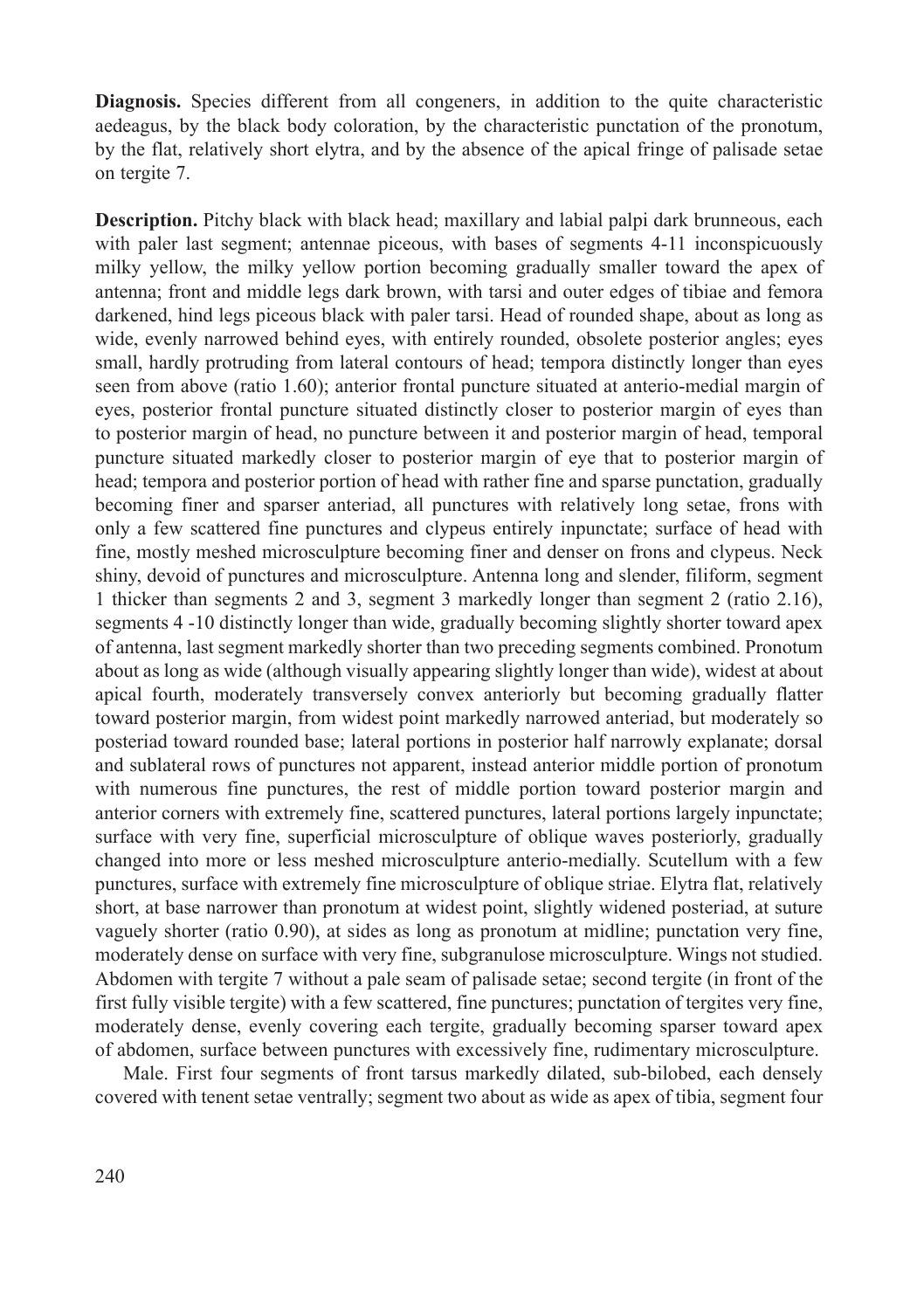**Diagnosis.** Species different from all congeners, in addition to the quite characteristic aedeagus, by the black body coloration, by the characteristic punctation of the pronotum, by the flat, relatively short elytra, and by the absence of the apical fringe of palisade setae on tergite 7.

**Description.** Pitchy black with black head; maxillary and labial palpi dark brunneous, each with paler last segment; antennae piceous, with bases of segments 4-11 inconspicuously milky yellow, the milky yellow portion becoming gradually smaller toward the apex of antenna; front and middle legs dark brown, with tarsi and outer edges of tibiae and femora darkened, hind legs piceous black with paler tarsi. Head of rounded shape, about as long as wide, evenly narrowed behind eyes, with entirely rounded, obsolete posterior angles; eyes small, hardly protruding from lateral contours of head; tempora distinctly longer than eyes seen from above (ratio 1.60); anterior frontal puncture situated at anterio-medial margin of eyes, posterior frontal puncture situated distinctly closer to posterior margin of eyes than to posterior margin of head, no puncture between it and posterior margin of head, temporal puncture situated markedly closer to posterior margin of eye that to posterior margin of head; tempora and posterior portion of head with rather fine and sparse punctation, gradually becoming finer and sparser anteriad, all punctures with relatively long setae, frons with only a few scattered fine punctures and clypeus entirely inpunctate; surface of head with fine, mostly meshed microsculpture becoming finer and denser on frons and clypeus. Neck shiny, devoid of punctures and microsculpture. Antenna long and slender, filiform, segment 1 thicker than segments 2 and 3, segment 3 markedly longer than segment 2 (ratio 2.16), segments 4 -10 distinctly longer than wide, gradually becoming slightly shorter toward apex of antenna, last segment markedly shorter than two preceding segments combined. Pronotum about as long as wide (although visually appearing slightly longer than wide), widest at about apical fourth, moderately transversely convex anteriorly but becoming gradually flatter toward posterior margin, from widest point markedly narrowed anteriad, but moderately so posteriad toward rounded base; lateral portions in posterior half narrowly explanate; dorsal and sublateral rows of punctures not apparent, instead anterior middle portion of pronotum with numerous fine punctures, the rest of middle portion toward posterior margin and anterior corners with extremely fine, scattered punctures, lateral portions largely inpunctate; surface with very fine, superficial microsculpture of oblique waves posteriorly, gradually changed into more or less meshed microsculpture anterio-medially. Scutellum with a few punctures, surface with extremely fine microsculpture of oblique striae. Elytra flat, relatively short, at base narrower than pronotum at widest point, slightly widened posteriad, at suture vaguely shorter (ratio 0.90), at sides as long as pronotum at midline; punctation very fine, moderately dense on surface with very fine, subgranulose microsculpture. Wings not studied. Abdomen with tergite 7 without a pale seam of palisade setae; second tergite (in front of the first fully visible tergite) with a few scattered, fine punctures; punctation of tergites very fine, moderately dense, evenly covering each tergite, gradually becoming sparser toward apex of abdomen, surface between punctures with excessively fine, rudimentary microsculpture.

Male. First four segments of front tarsus markedly dilated, sub-bilobed, each densely covered with tenent setae ventrally; segment two about as wide as apex of tibia, segment four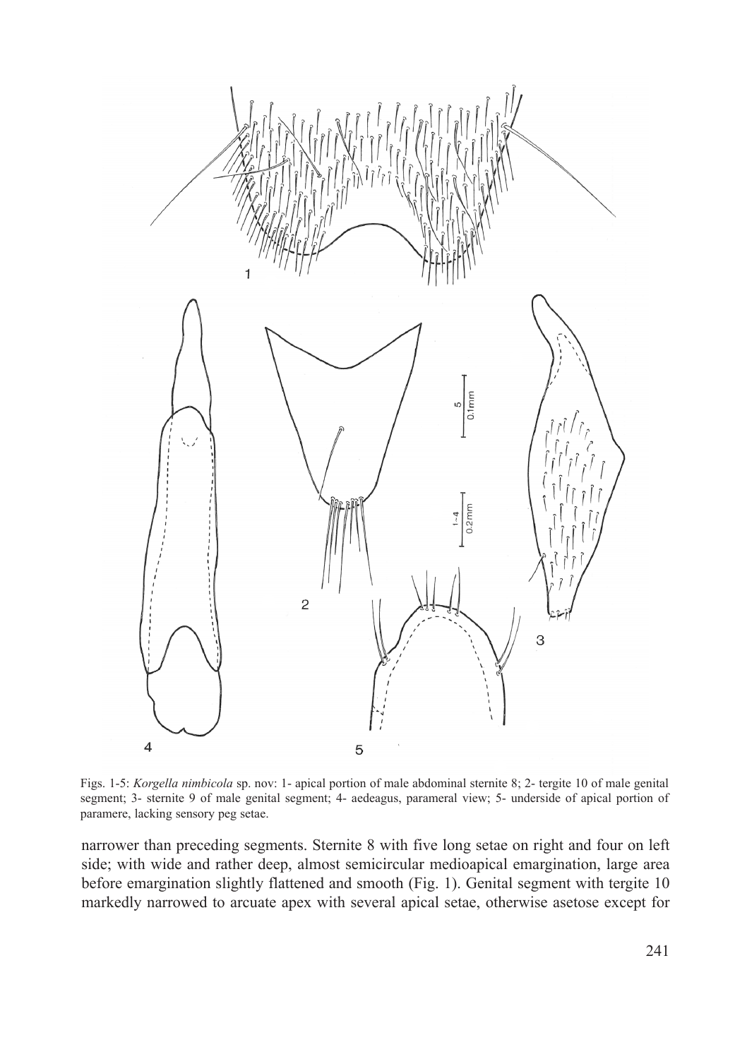Figs. 1-5: *Korgella nimbicola* sp. nov: 1- apical portion of male abdominal sternite 8; 2- tergite 10 of male genital segment; 3- sternite 9 of male genital segment; 4- aedeagus, parameral view; 5- underside of apical portion of paramere, lacking sensory peg setae.

narrower than preceding segments. Sternite 8 with five long setae on right and four on left side; with wide and rather deep, almost semicircular medioapical emargination, large area before emargination slightly flattened and smooth (Fig. 1). Genital segment with tergite 10 markedly narrowed to arcuate apex with several apical setae, otherwise asetose except for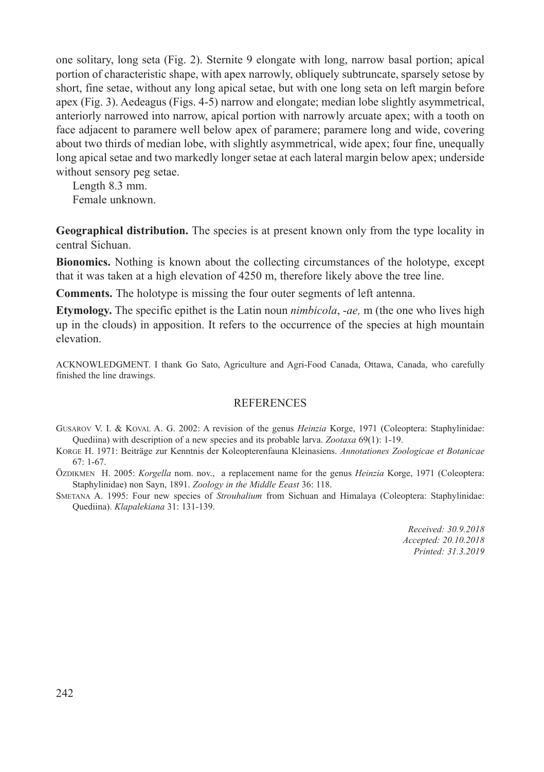one solitary, long seta (Fig. 2). Sternite 9 elongate with long, narrow basal portion; apical portion of characteristic shape, with apex narrowly, obliquely subtruncate, sparsely setose by short, fine setae, without any long apical setae, but with one long seta on left margin before apex (Fig. 3). Aedeagus (Figs. 4-5) narrow and elongate; median lobe slightly asymmetrical, anteriorly narrowed into narrow, apical portion with narrowly arcuate apex; with a tooth on face adjacent to paramere well below apex of paramere; paramere long and wide, covering about two thirds of median lobe, with slightly asymmetrical, wide apex; four fine, unequally long apical setae and two markedly longer setae at each lateral margin below apex; underside without sensory peg setae.

Length 8.3 mm.

Female unknown.

**Geographical distribution.** The species is at present known only from the type locality in central Sichuan.

**Bionomics.** Nothing is known about the collecting circumstances of the holotype, except that it was taken at a high elevation of 4250 m, therefore likely above the tree line.

**Comments.** The holotype is missing the four outer segments of left antenna.

**Etymology.** The specific epithet is the Latin noun *nimbicola*, *-ae,* m (the one who lives high up in the clouds) in apposition. It refers to the occurrence of the species at high mountain elevation.

ACKNOWLEDGMENT. I thank Go Sato, Agriculture and Agri-Food Canada, Ottawa, Canada, who carefully finished the line drawings.

## REFERENCES

Gusarov V. I. & Koval A. G. 2002: A revision of the genus *Heinzia* Korge, 1971 (Coleoptera: Staphylinidae: Quediina) with description of a new species and its probable larva. *Zootaxa* 69(1): 1-19.

Korge H. 1971: Beiträge zur Kenntnis der Koleopterenfauna Kleinasiens. *Annotationes Zoologicae et Botanicae* 67: 1-67.

Özdikmen H. 2005: *Korgella* nom. nov., a replacement name for the genus *Heinzia* Korge, 1971 (Coleoptera: Staphylinidae) non Sayn, 1891. *Zoology in the Middle Eeast* 36: 118.

Smetana A. 1995: Four new species of *Strouhalium* from Sichuan and Himalaya (Coleoptera: Staphylinidae: Quediina). *Klapalekiana* 31: 131-139.

*Received: 30.9.2018*
*Accepted: 20.10.2018*
*Printed: 31.3.2019*